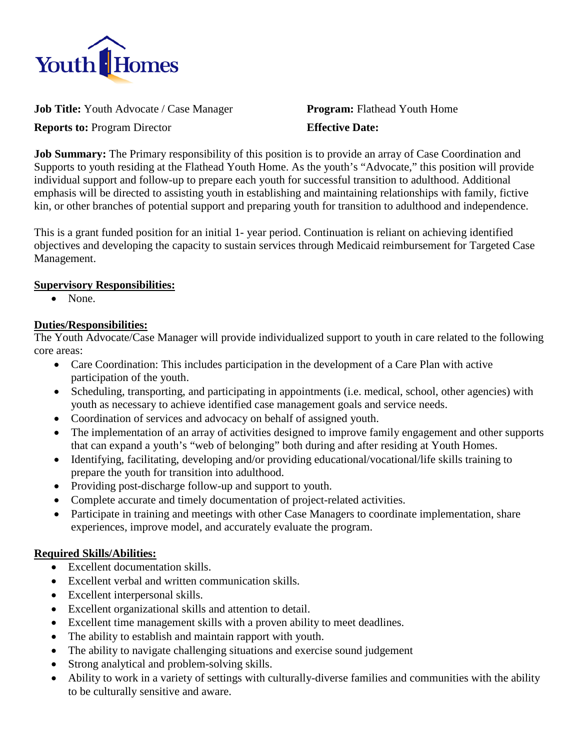Youth Homes

**Job Title:** Youth Advocate / Case Manager

**Program:** Flathead Youth Home

**Reports to:** Program Director

**Effective Date:**

**Job Summary:** The Primary responsibility of this position is to provide an array of Case Coordination and Supports to youth residing at the Flathead Youth Home. As the youth's "Advocate," this position will provide individual support and follow-up to prepare each youth for successful transition to adulthood. Additional emphasis will be directed to assisting youth in establishing and maintaining relationships with family, fictive kin, or other branches of potential support and preparing youth for transition to adulthood and independence.

This is a grant funded position for an initial 1- year period. Continuation is reliant on achieving identified objectives and developing the capacity to sustain services through Medicaid reimbursement for Targeted Case Management.

## Supervisory Responsibilities:

- None.

## Duties/Responsibilities:

The Youth Advocate/Case Manager will provide individualized support to youth in care related to the following core areas:

- Care Coordination: This includes participation in the development of a Care Plan with active participation of the youth.
- Scheduling, transporting, and participating in appointments (i.e. medical, school, other agencies) with youth as necessary to achieve identified case management goals and service needs.
- Coordination of services and advocacy on behalf of assigned youth.
- The implementation of an array of activities designed to improve family engagement and other supports that can expand a youth's "web of belonging" both during and after residing at Youth Homes.
- Identifying, facilitating, developing and/or providing educational/vocational/life skills training to prepare the youth for transition into adulthood.
- Providing post-discharge follow-up and support to youth.
- Complete accurate and timely documentation of project-related activities.
- Participate in training and meetings with other Case Managers to coordinate implementation, share experiences, improve model, and accurately evaluate the program.

## Required Skills/Abilities:

- Excellent documentation skills.
- Excellent verbal and written communication skills.
- Excellent interpersonal skills.
- Excellent organizational skills and attention to detail.
- Excellent time management skills with a proven ability to meet deadlines.
- The ability to establish and maintain rapport with youth.
- The ability to navigate challenging situations and exercise sound judgement
- Strong analytical and problem-solving skills.
- Ability to work in a variety of settings with culturally-diverse families and communities with the ability to be culturally sensitive and aware.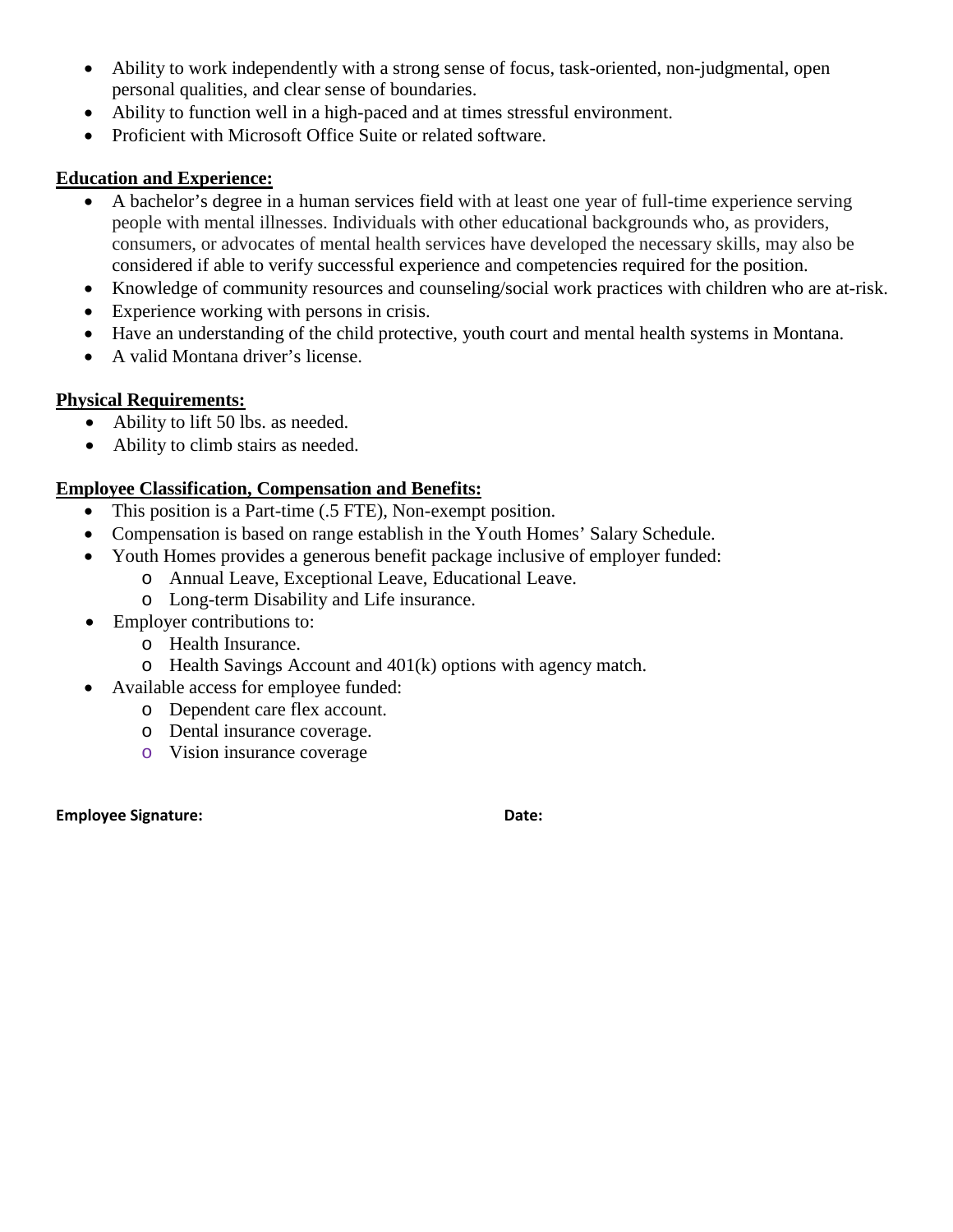- Ability to work independently with a strong sense of focus, task-oriented, non-judgmental, open personal qualities, and clear sense of boundaries.
- Ability to function well in a high-paced and at times stressful environment.
- Proficient with Microsoft Office Suite or related software.

**Education and Experience:**

- A bachelor's degree in a human services field with at least one year of full-time experience serving people with mental illnesses. Individuals with other educational backgrounds who, as providers, consumers, or advocates of mental health services have developed the necessary skills, may also be considered if able to verify successful experience and competencies required for the position.
- Knowledge of community resources and counseling/social work practices with children who are at-risk.
- Experience working with persons in crisis.
- Have an understanding of the child protective, youth court and mental health systems in Montana.
- A valid Montana driver's license.

**Physical Requirements:**

- Ability to lift 50 lbs. as needed.
- Ability to climb stairs as needed.

**Employee Classification, Compensation and Benefits:**

- This position is a Part-time (.5 FTE), Non-exempt position.
- Compensation is based on range establish in the Youth Homes' Salary Schedule.
- Youth Homes provides a generous benefit package inclusive of employer funded:
  - Annual Leave, Exceptional Leave, Educational Leave.
  - Long-term Disability and Life insurance.
- Employer contributions to:
  - Health Insurance.
  - Health Savings Account and 401(k) options with agency match.
- Available access for employee funded:
  - Dependent care flex account.
  - Dental insurance coverage.
  - Vision insurance coverage

**Employee Signature:** **Date:**